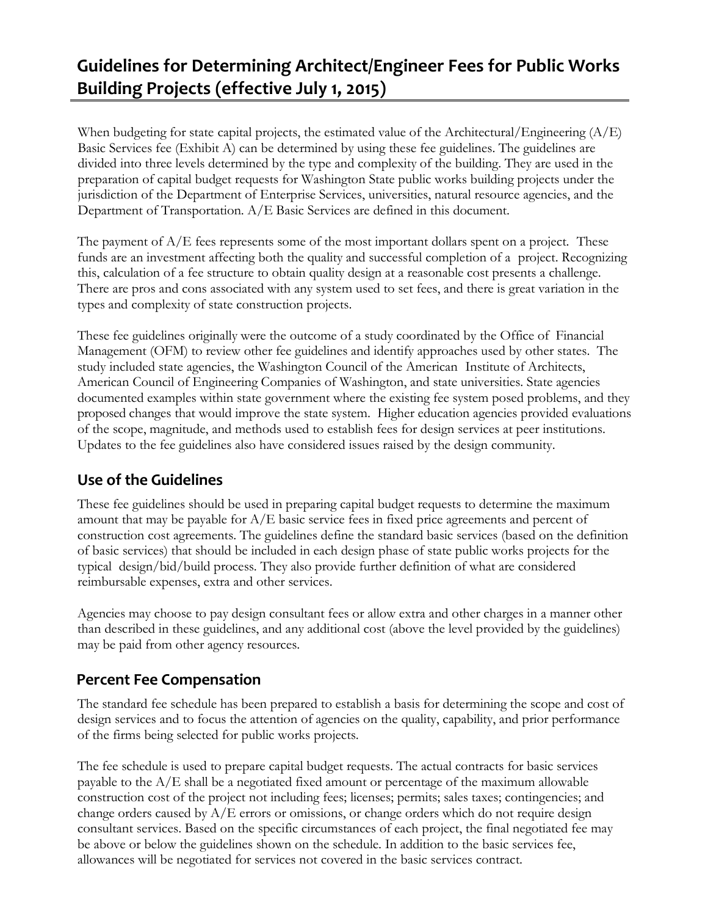# Guidelines for Determining Architect/Engineer Fees for Public Works Building Projects (effective July 1, 2015)

When budgeting for state capital projects, the estimated value of the Architectural/Engineering (A/E) Basic Services fee (Exhibit A) can be determined by using these fee guidelines. The guidelines are divided into three levels determined by the type and complexity of the building. They are used in the preparation of capital budget requests for Washington State public works building projects under the jurisdiction of the Department of Enterprise Services, universities, natural resource agencies, and the Department of Transportation. A/E Basic Services are defined in this document.

The payment of A/E fees represents some of the most important dollars spent on a project. These funds are an investment affecting both the quality and successful completion of a project. Recognizing this, calculation of a fee structure to obtain quality design at a reasonable cost presents a challenge. There are pros and cons associated with any system used to set fees, and there is great variation in the types and complexity of state construction projects.

These fee guidelines originally were the outcome of a study coordinated by the Office of Financial Management (OFM) to review other fee guidelines and identify approaches used by other states. The study included state agencies, the Washington Council of the American Institute of Architects, American Council of Engineering Companies of Washington, and state universities. State agencies documented examples within state government where the existing fee system posed problems, and they proposed changes that would improve the state system. Higher education agencies provided evaluations of the scope, magnitude, and methods used to establish fees for design services at peer institutions. Updates to the fee guidelines also have considered issues raised by the design community.

## Use of the Guidelines

These fee guidelines should be used in preparing capital budget requests to determine the maximum amount that may be payable for A/E basic service fees in fixed price agreements and percent of construction cost agreements. The guidelines define the standard basic services (based on the definition of basic services) that should be included in each design phase of state public works projects for the typical design/bid/build process. They also provide further definition of what are considered reimbursable expenses, extra and other services.

Agencies may choose to pay design consultant fees or allow extra and other charges in a manner other than described in these guidelines, and any additional cost (above the level provided by the guidelines) may be paid from other agency resources.

## Percent Fee Compensation

The standard fee schedule has been prepared to establish a basis for determining the scope and cost of design services and to focus the attention of agencies on the quality, capability, and prior performance of the firms being selected for public works projects.

The fee schedule is used to prepare capital budget requests. The actual contracts for basic services payable to the A/E shall be a negotiated fixed amount or percentage of the maximum allowable construction cost of the project not including fees; licenses; permits; sales taxes; contingencies; and change orders caused by A/E errors or omissions, or change orders which do not require design consultant services. Based on the specific circumstances of each project, the final negotiated fee may be above or below the guidelines shown on the schedule. In addition to the basic services fee, allowances will be negotiated for services not covered in the basic services contract.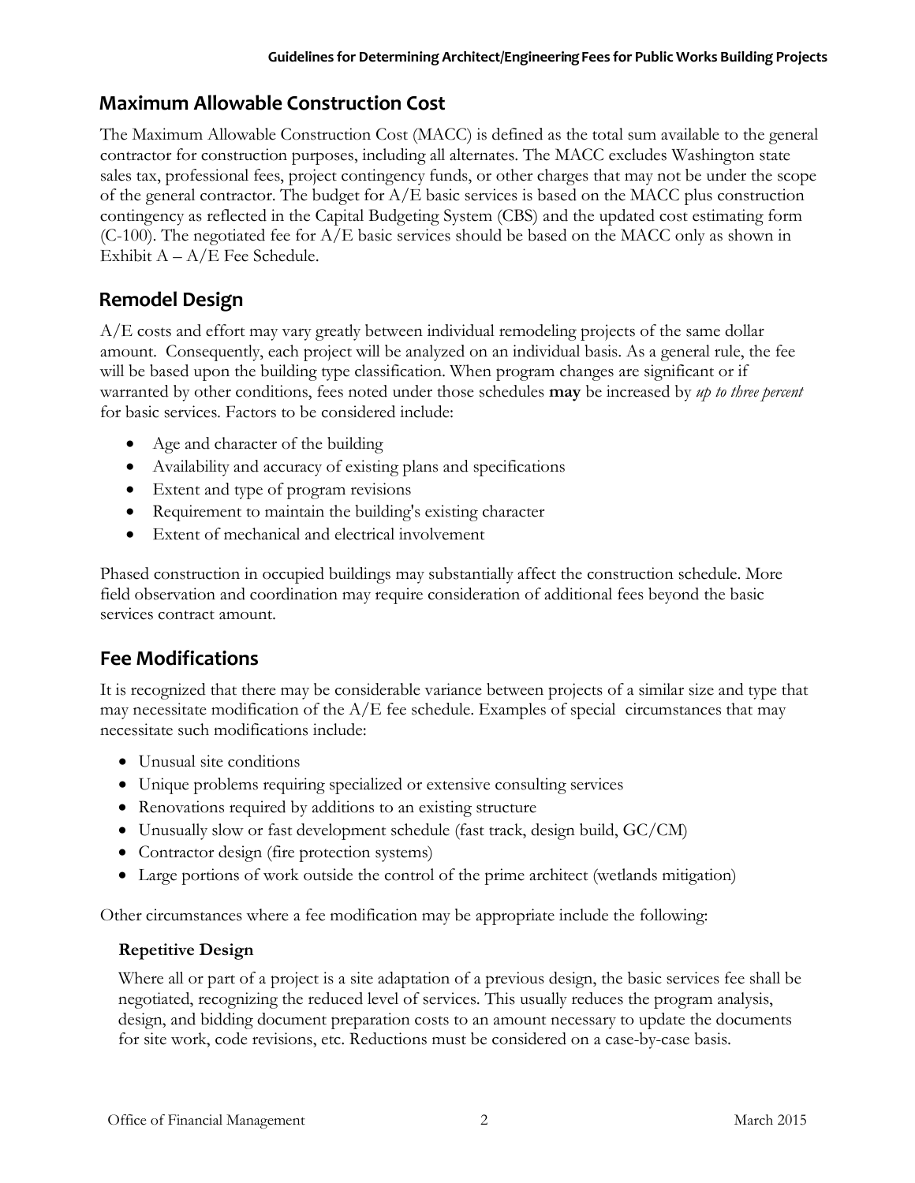## Maximum Allowable Construction Cost

The Maximum Allowable Construction Cost (MACC) is defined as the total sum available to the general contractor for construction purposes, including all alternates. The MACC excludes Washington state sales tax, professional fees, project contingency funds, or other charges that may not be under the scope of the general contractor. The budget for A/E basic services is based on the MACC plus construction contingency as reflected in the Capital Budgeting System (CBS) and the updated cost estimating form (C-100). The negotiated fee for A/E basic services should be based on the MACC only as shown in Exhibit A – A/E Fee Schedule.

## Remodel Design

A/E costs and effort may vary greatly between individual remodeling projects of the same dollar amount. Consequently, each project will be analyzed on an individual basis. As a general rule, the fee will be based upon the building type classification. When program changes are significant or if warranted by other conditions, fees noted under those schedules **may** be increased by *up to three percent* for basic services. Factors to be considered include:

- Age and character of the building
- Availability and accuracy of existing plans and specifications
- Extent and type of program revisions
- Requirement to maintain the building's existing character
- Extent of mechanical and electrical involvement

Phased construction in occupied buildings may substantially affect the construction schedule. More field observation and coordination may require consideration of additional fees beyond the basic services contract amount.

## Fee Modifications

It is recognized that there may be considerable variance between projects of a similar size and type that may necessitate modification of the A/E fee schedule. Examples of special circumstances that may necessitate such modifications include:

- Unusual site conditions
- Unique problems requiring specialized or extensive consulting services
- Renovations required by additions to an existing structure
- Unusually slow or fast development schedule (fast track, design build, GC/CM)
- Contractor design (fire protection systems)
- Large portions of work outside the control of the prime architect (wetlands mitigation)

Other circumstances where a fee modification may be appropriate include the following:

### Repetitive Design

Where all or part of a project is a site adaptation of a previous design, the basic services fee shall be negotiated, recognizing the reduced level of services. This usually reduces the program analysis, design, and bidding document preparation costs to an amount necessary to update the documents for site work, code revisions, etc. Reductions must be considered on a case-by-case basis.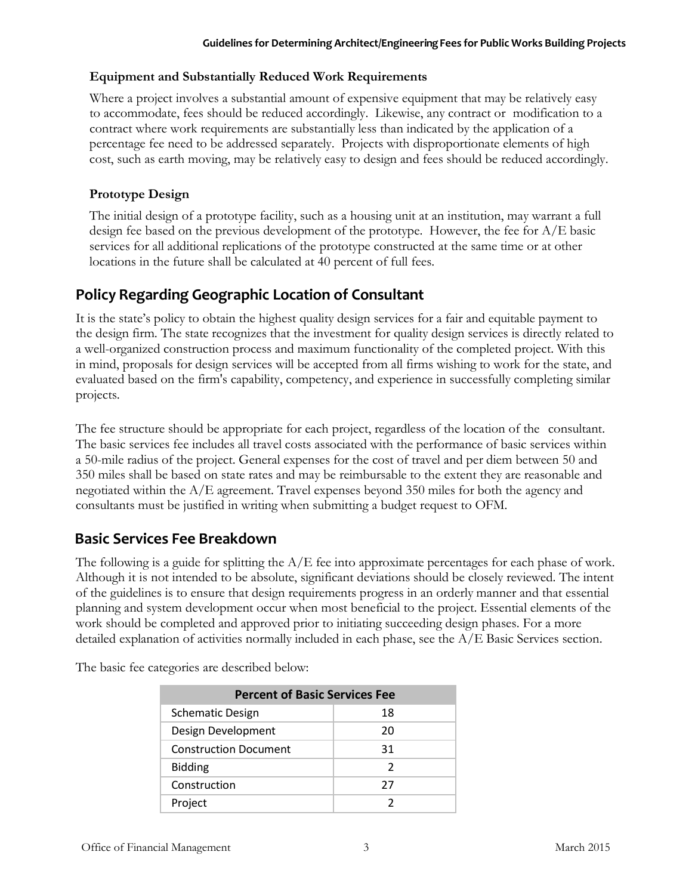### Equipment and Substantially Reduced Work Requirements

Where a project involves a substantial amount of expensive equipment that may be relatively easy to accommodate, fees should be reduced accordingly. Likewise, any contract or modification to a contract where work requirements are substantially less than indicated by the application of a percentage fee need to be addressed separately. Projects with disproportionate elements of high cost, such as earth moving, may be relatively easy to design and fees should be reduced accordingly.

### Prototype Design

The initial design of a prototype facility, such as a housing unit at an institution, may warrant a full design fee based on the previous development of the prototype. However, the fee for A/E basic services for all additional replications of the prototype constructed at the same time or at other locations in the future shall be calculated at 40 percent of full fees.

## Policy Regarding Geographic Location of Consultant

It is the state's policy to obtain the highest quality design services for a fair and equitable payment to the design firm. The state recognizes that the investment for quality design services is directly related to a well-organized construction process and maximum functionality of the completed project. With this in mind, proposals for design services will be accepted from all firms wishing to work for the state, and evaluated based on the firm's capability, competency, and experience in successfully completing similar projects.

The fee structure should be appropriate for each project, regardless of the location of the consultant. The basic services fee includes all travel costs associated with the performance of basic services within a 50-mile radius of the project. General expenses for the cost of travel and per diem between 50 and 350 miles shall be based on state rates and may be reimbursable to the extent they are reasonable and negotiated within the A/E agreement. Travel expenses beyond 350 miles for both the agency and consultants must be justified in writing when submitting a budget request to OFM.

## Basic Services Fee Breakdown

The following is a guide for splitting the A/E fee into approximate percentages for each phase of work. Although it is not intended to be absolute, significant deviations should be closely reviewed. The intent of the guidelines is to ensure that design requirements progress in an orderly manner and that essential planning and system development occur when most beneficial to the project. Essential elements of the work should be completed and approved prior to initiating succeeding design phases. For a more detailed explanation of activities normally included in each phase, see the A/E Basic Services section.

The basic fee categories are described below:

| Percent of Basic Services Fee | |
|---|---|
| Schematic Design | 18 |
| Design Development | 20 |
| Construction Document | 31 |
| Bidding | 2 |
| Construction | 27 |
| Project | 2 |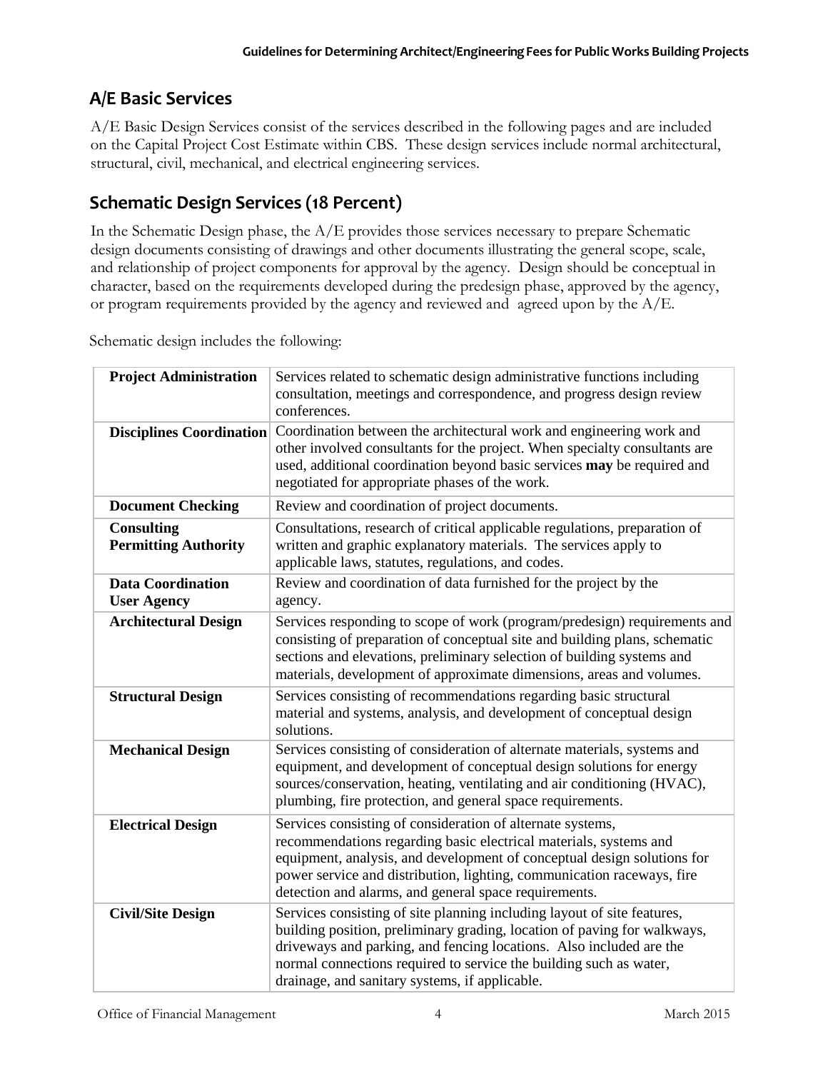## A/E Basic Services

A/E Basic Design Services consist of the services described in the following pages and are included on the Capital Project Cost Estimate within CBS. These design services include normal architectural, structural, civil, mechanical, and electrical engineering services.

## Schematic Design Services (18 Percent)

In the Schematic Design phase, the A/E provides those services necessary to prepare Schematic design documents consisting of drawings and other documents illustrating the general scope, scale, and relationship of project components for approval by the agency. Design should be conceptual in character, based on the requirements developed during the predesign phase, approved by the agency, or program requirements provided by the agency and reviewed and agreed upon by the A/E.

Schematic design includes the following:

| | |
|---|---|
| **Project Administration** | Services related to schematic design administrative functions including consultation, meetings and correspondence, and progress design review conferences. |
| **Disciplines Coordination** | Coordination between the architectural work and engineering work and other involved consultants for the project. When specialty consultants are used, additional coordination beyond basic services **may** be required and negotiated for appropriate phases of the work. |
| **Document Checking** | Review and coordination of project documents. |
| **Consulting Permitting Authority** | Consultations, research of critical applicable regulations, preparation of written and graphic explanatory materials. The services apply to applicable laws, statutes, regulations, and codes. |
| **Data Coordination User Agency** | Review and coordination of data furnished for the project by the agency. |
| **Architectural Design** | Services responding to scope of work (program/predesign) requirements and consisting of preparation of conceptual site and building plans, schematic sections and elevations, preliminary selection of building systems and materials, development of approximate dimensions, areas and volumes. |
| **Structural Design** | Services consisting of recommendations regarding basic structural material and systems, analysis, and development of conceptual design solutions. |
| **Mechanical Design** | Services consisting of consideration of alternate materials, systems and equipment, and development of conceptual design solutions for energy sources/conservation, heating, ventilating and air conditioning (HVAC), plumbing, fire protection, and general space requirements. |
| **Electrical Design** | Services consisting of consideration of alternate systems, recommendations regarding basic electrical materials, systems and equipment, analysis, and development of conceptual design solutions for power service and distribution, lighting, communication raceways, fire detection and alarms, and general space requirements. |
| **Civil/Site Design** | Services consisting of site planning including layout of site features, building position, preliminary grading, location of paving for walkways, driveways and parking, and fencing locations. Also included are the normal connections required to service the building such as water, drainage, and sanitary systems, if applicable. |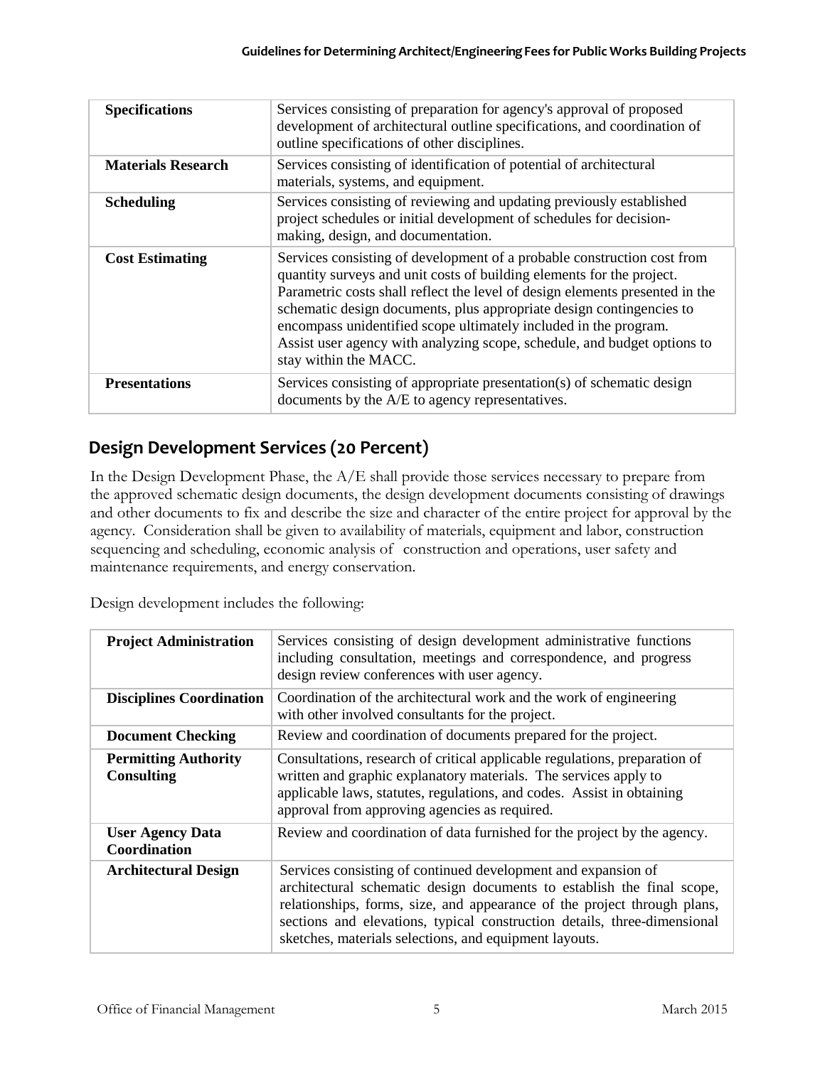| | |
|---|---|
| **Specifications** | Services consisting of preparation for agency's approval of proposed development of architectural outline specifications, and coordination of outline specifications of other disciplines. |
| **Materials Research** | Services consisting of identification of potential of architectural materials, systems, and equipment. |
| **Scheduling** | Services consisting of reviewing and updating previously established project schedules or initial development of schedules for decision-making, design, and documentation. |
| **Cost Estimating** | Services consisting of development of a probable construction cost from quantity surveys and unit costs of building elements for the project. Parametric costs shall reflect the level of design elements presented in the schematic design documents, plus appropriate design contingencies to encompass unidentified scope ultimately included in the program. Assist user agency with analyzing scope, schedule, and budget options to stay within the MACC. |
| **Presentations** | Services consisting of appropriate presentation(s) of schematic design documents by the A/E to agency representatives. |

## Design Development Services (20 Percent)

In the Design Development Phase, the A/E shall provide those services necessary to prepare from the approved schematic design documents, the design development documents consisting of drawings and other documents to fix and describe the size and character of the entire project for approval by the agency. Consideration shall be given to availability of materials, equipment and labor, construction sequencing and scheduling, economic analysis of construction and operations, user safety and maintenance requirements, and energy conservation.

Design development includes the following:

| | |
|---|---|
| **Project Administration** | Services consisting of design development administrative functions including consultation, meetings and correspondence, and progress design review conferences with user agency. |
| **Disciplines Coordination** | Coordination of the architectural work and the work of engineering with other involved consultants for the project. |
| **Document Checking** | Review and coordination of documents prepared for the project. |
| **Permitting Authority Consulting** | Consultations, research of critical applicable regulations, preparation of written and graphic explanatory materials. The services apply to applicable laws, statutes, regulations, and codes. Assist in obtaining approval from approving agencies as required. |
| **User Agency Data Coordination** | Review and coordination of data furnished for the project by the agency. |
| **Architectural Design** | Services consisting of continued development and expansion of architectural schematic design documents to establish the final scope, relationships, forms, size, and appearance of the project through plans, sections and elevations, typical construction details, three-dimensional sketches, materials selections, and equipment layouts. |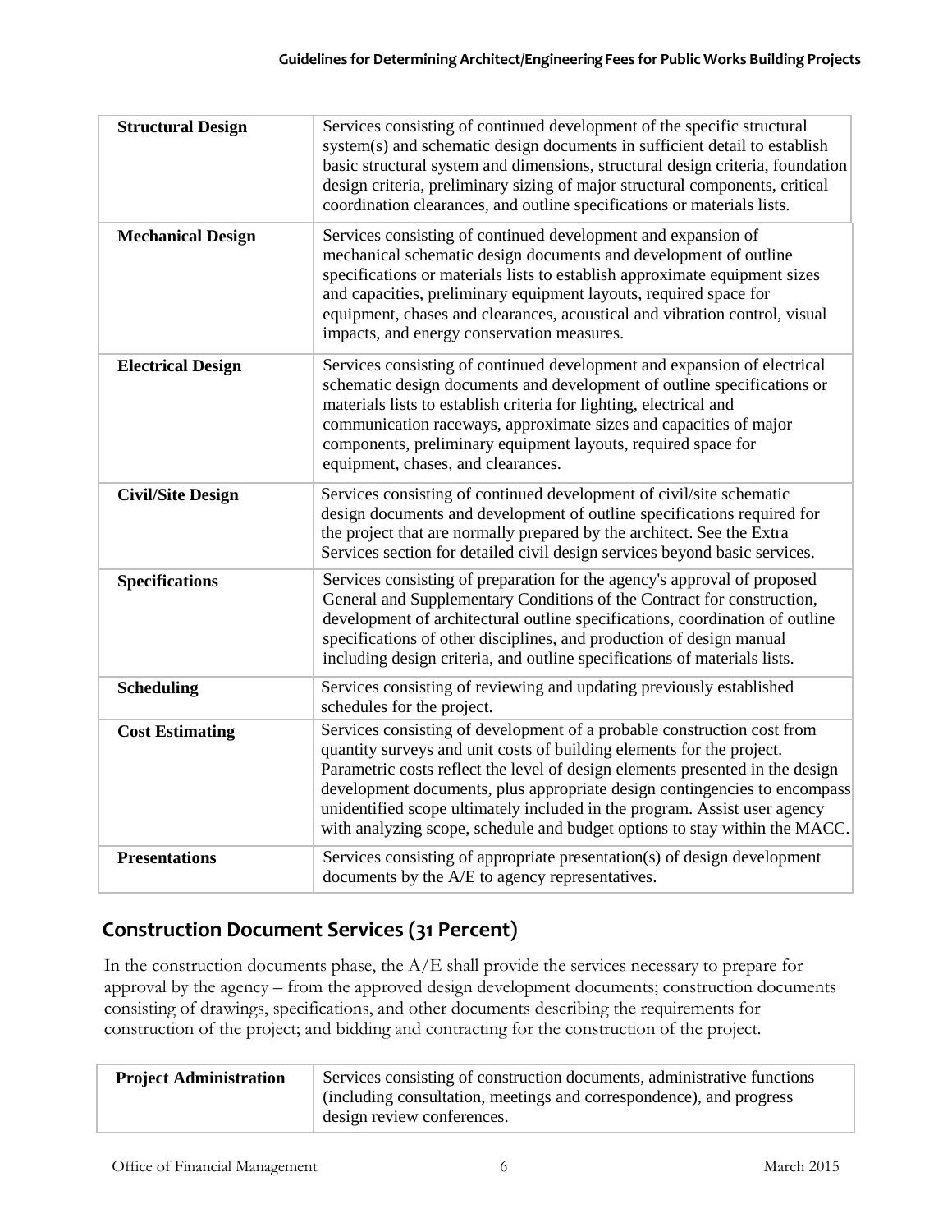| | |
|---|---|
| **Structural Design** | Services consisting of continued development of the specific structural system(s) and schematic design documents in sufficient detail to establish basic structural system and dimensions, structural design criteria, foundation design criteria, preliminary sizing of major structural components, critical coordination clearances, and outline specifications or materials lists. |
| **Mechanical Design** | Services consisting of continued development and expansion of mechanical schematic design documents and development of outline specifications or materials lists to establish approximate equipment sizes and capacities, preliminary equipment layouts, required space for equipment, chases and clearances, acoustical and vibration control, visual impacts, and energy conservation measures. |
| **Electrical Design** | Services consisting of continued development and expansion of electrical schematic design documents and development of outline specifications or materials lists to establish criteria for lighting, electrical and communication raceways, approximate sizes and capacities of major components, preliminary equipment layouts, required space for equipment, chases, and clearances. |
| **Civil/Site Design** | Services consisting of continued development of civil/site schematic design documents and development of outline specifications required for the project that are normally prepared by the architect. See the Extra Services section for detailed civil design services beyond basic services. |
| **Specifications** | Services consisting of preparation for the agency's approval of proposed General and Supplementary Conditions of the Contract for construction, development of architectural outline specifications, coordination of outline specifications of other disciplines, and production of design manual including design criteria, and outline specifications of materials lists. |
| **Scheduling** | Services consisting of reviewing and updating previously established schedules for the project. |
| **Cost Estimating** | Services consisting of development of a probable construction cost from quantity surveys and unit costs of building elements for the project. Parametric costs reflect the level of design elements presented in the design development documents, plus appropriate design contingencies to encompass unidentified scope ultimately included in the program. Assist user agency with analyzing scope, schedule and budget options to stay within the MACC. |
| **Presentations** | Services consisting of appropriate presentation(s) of design development documents by the A/E to agency representatives. |

## Construction Document Services (31 Percent)

In the construction documents phase, the A/E shall provide the services necessary to prepare for approval by the agency – from the approved design development documents; construction documents consisting of drawings, specifications, and other documents describing the requirements for construction of the project; and bidding and contracting for the construction of the project.

| | |
|---|---|
| **Project Administration** | Services consisting of construction documents, administrative functions (including consultation, meetings and correspondence), and progress design review conferences. |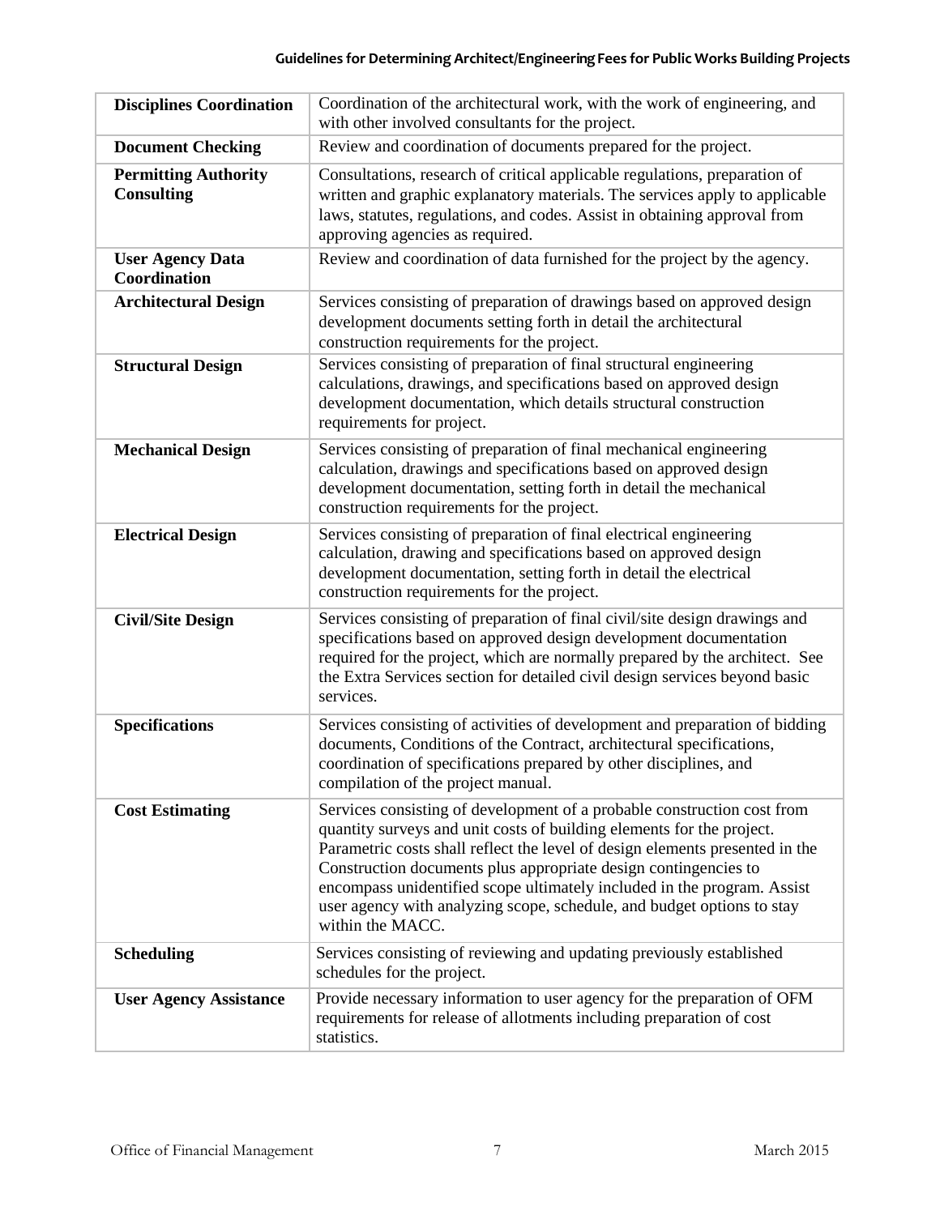| | |
|---|---|
| **Disciplines Coordination** | Coordination of the architectural work, with the work of engineering, and with other involved consultants for the project. |
| **Document Checking** | Review and coordination of documents prepared for the project. |
| **Permitting Authority Consulting** | Consultations, research of critical applicable regulations, preparation of written and graphic explanatory materials. The services apply to applicable laws, statutes, regulations, and codes. Assist in obtaining approval from approving agencies as required. |
| **User Agency Data Coordination** | Review and coordination of data furnished for the project by the agency. |
| **Architectural Design** | Services consisting of preparation of drawings based on approved design development documents setting forth in detail the architectural construction requirements for the project. |
| **Structural Design** | Services consisting of preparation of final structural engineering calculations, drawings, and specifications based on approved design development documentation, which details structural construction requirements for project. |
| **Mechanical Design** | Services consisting of preparation of final mechanical engineering calculation, drawings and specifications based on approved design development documentation, setting forth in detail the mechanical construction requirements for the project. |
| **Electrical Design** | Services consisting of preparation of final electrical engineering calculation, drawing and specifications based on approved design development documentation, setting forth in detail the electrical construction requirements for the project. |
| **Civil/Site Design** | Services consisting of preparation of final civil/site design drawings and specifications based on approved design development documentation required for the project, which are normally prepared by the architect. See the Extra Services section for detailed civil design services beyond basic services. |
| **Specifications** | Services consisting of activities of development and preparation of bidding documents, Conditions of the Contract, architectural specifications, coordination of specifications prepared by other disciplines, and compilation of the project manual. |
| **Cost Estimating** | Services consisting of development of a probable construction cost from quantity surveys and unit costs of building elements for the project. Parametric costs shall reflect the level of design elements presented in the Construction documents plus appropriate design contingencies to encompass unidentified scope ultimately included in the program. Assist user agency with analyzing scope, schedule, and budget options to stay within the MACC. |
| **Scheduling** | Services consisting of reviewing and updating previously established schedules for the project. |
| **User Agency Assistance** | Provide necessary information to user agency for the preparation of OFM requirements for release of allotments including preparation of cost statistics. |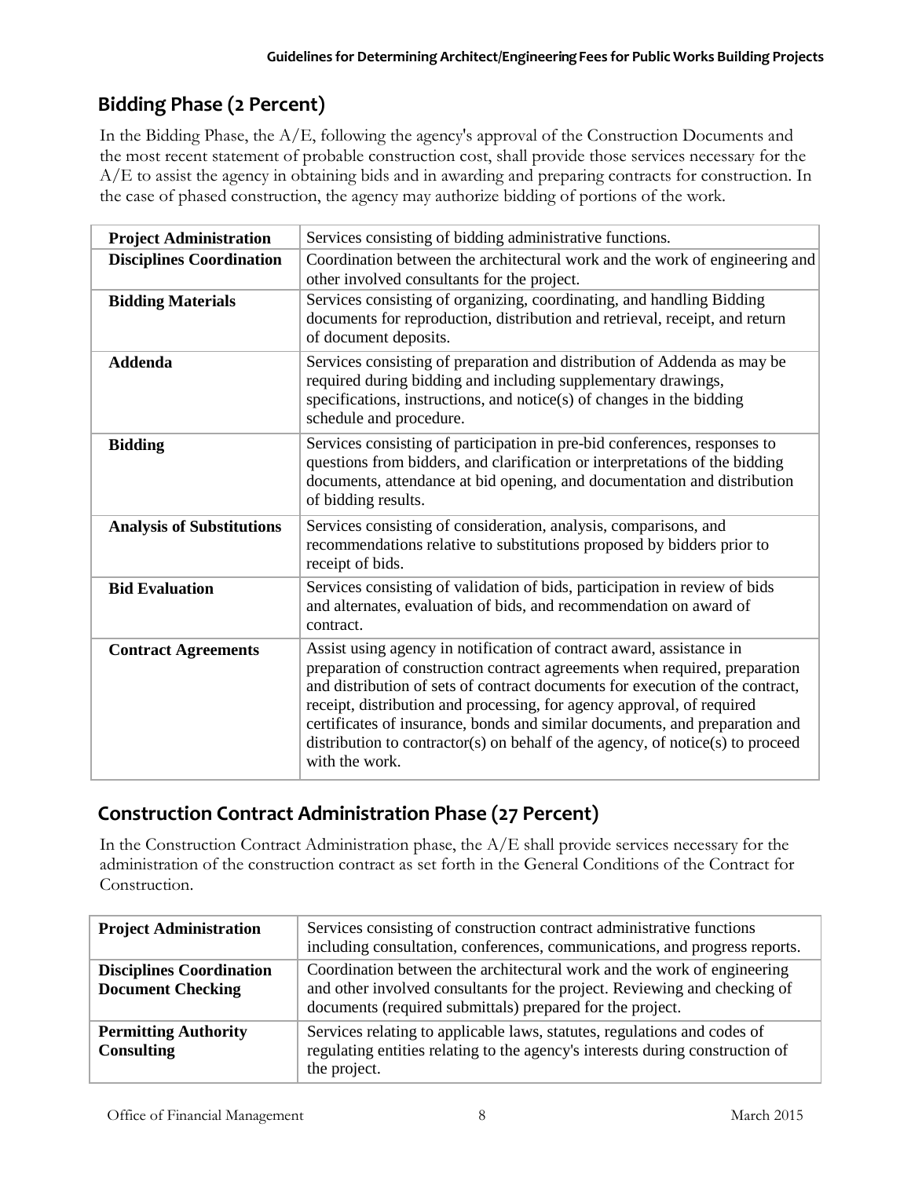## Bidding Phase (2 Percent)

In the Bidding Phase, the A/E, following the agency's approval of the Construction Documents and the most recent statement of probable construction cost, shall provide those services necessary for the A/E to assist the agency in obtaining bids and in awarding and preparing contracts for construction. In the case of phased construction, the agency may authorize bidding of portions of the work.

| | |
|---|---|
| **Project Administration** | Services consisting of bidding administrative functions. |
| **Disciplines Coordination** | Coordination between the architectural work and the work of engineering and other involved consultants for the project. |
| **Bidding Materials** | Services consisting of organizing, coordinating, and handling Bidding documents for reproduction, distribution and retrieval, receipt, and return of document deposits. |
| **Addenda** | Services consisting of preparation and distribution of Addenda as may be required during bidding and including supplementary drawings, specifications, instructions, and notice(s) of changes in the bidding schedule and procedure. |
| **Bidding** | Services consisting of participation in pre-bid conferences, responses to questions from bidders, and clarification or interpretations of the bidding documents, attendance at bid opening, and documentation and distribution of bidding results. |
| **Analysis of Substitutions** | Services consisting of consideration, analysis, comparisons, and recommendations relative to substitutions proposed by bidders prior to receipt of bids. |
| **Bid Evaluation** | Services consisting of validation of bids, participation in review of bids and alternates, evaluation of bids, and recommendation on award of contract. |
| **Contract Agreements** | Assist using agency in notification of contract award, assistance in preparation of construction contract agreements when required, preparation and distribution of sets of contract documents for execution of the contract, receipt, distribution and processing, for agency approval, of required certificates of insurance, bonds and similar documents, and preparation and distribution to contractor(s) on behalf of the agency, of notice(s) to proceed with the work. |

## Construction Contract Administration Phase (27 Percent)

In the Construction Contract Administration phase, the A/E shall provide services necessary for the administration of the construction contract as set forth in the General Conditions of the Contract for Construction.

| | |
|---|---|
| **Project Administration** | Services consisting of construction contract administrative functions including consultation, conferences, communications, and progress reports. |
| **Disciplines Coordination Document Checking** | Coordination between the architectural work and the work of engineering and other involved consultants for the project. Reviewing and checking of documents (required submittals) prepared for the project. |
| **Permitting Authority Consulting** | Services relating to applicable laws, statutes, regulations and codes of regulating entities relating to the agency's interests during construction of the project. |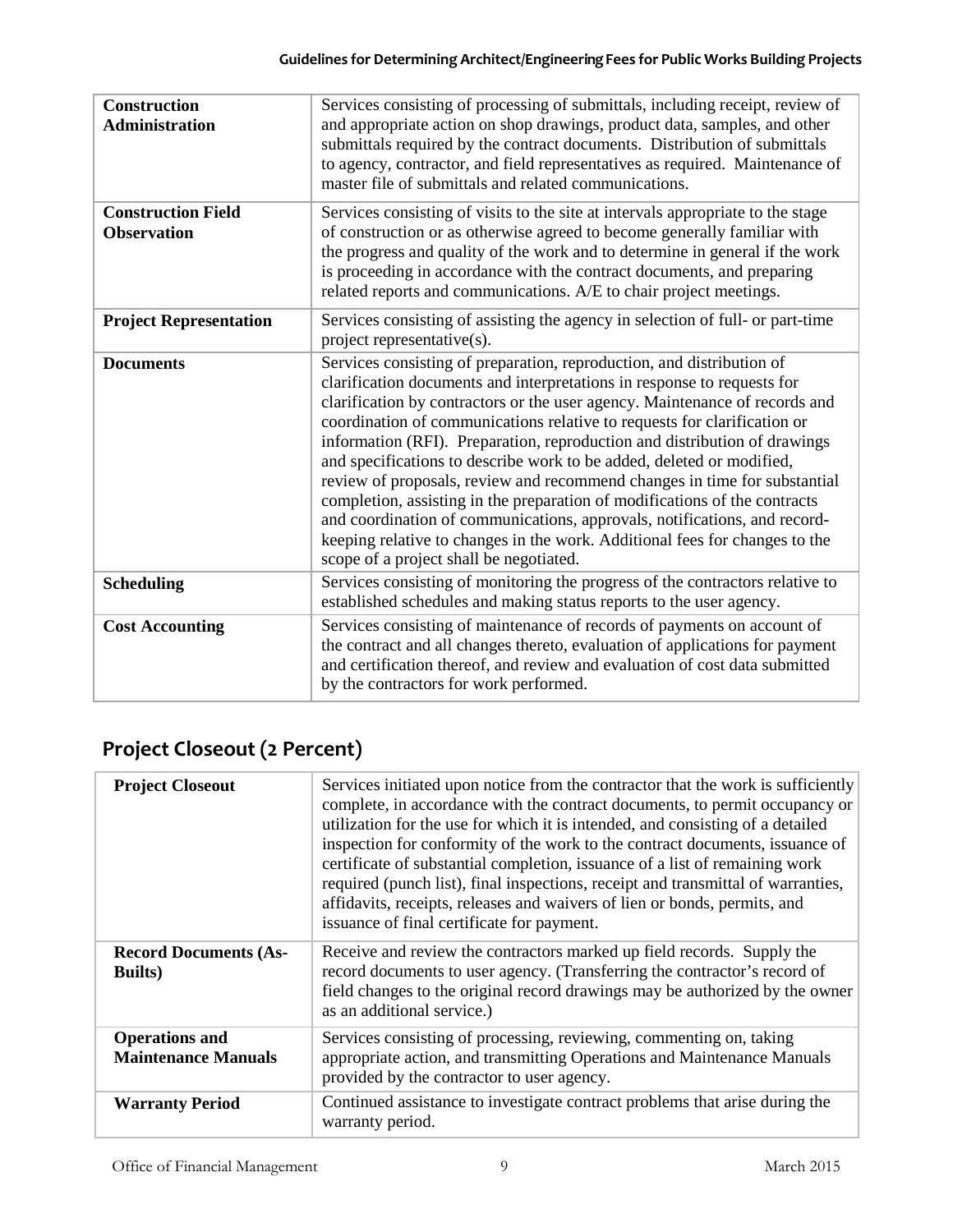| | |
|---|---|
| **Construction Administration** | Services consisting of processing of submittals, including receipt, review of and appropriate action on shop drawings, product data, samples, and other submittals required by the contract documents. Distribution of submittals to agency, contractor, and field representatives as required. Maintenance of master file of submittals and related communications. |
| **Construction Field Observation** | Services consisting of visits to the site at intervals appropriate to the stage of construction or as otherwise agreed to become generally familiar with the progress and quality of the work and to determine in general if the work is proceeding in accordance with the contract documents, and preparing related reports and communications. A/E to chair project meetings. |
| **Project Representation** | Services consisting of assisting the agency in selection of full- or part-time project representative(s). |
| **Documents** | Services consisting of preparation, reproduction, and distribution of clarification documents and interpretations in response to requests for clarification by contractors or the user agency. Maintenance of records and coordination of communications relative to requests for clarification or information (RFI). Preparation, reproduction and distribution of drawings and specifications to describe work to be added, deleted or modified, review of proposals, review and recommend changes in time for substantial completion, assisting in the preparation of modifications of the contracts and coordination of communications, approvals, notifications, and record-keeping relative to changes in the work. Additional fees for changes to the scope of a project shall be negotiated. |
| **Scheduling** | Services consisting of monitoring the progress of the contractors relative to established schedules and making status reports to the user agency. |
| **Cost Accounting** | Services consisting of maintenance of records of payments on account of the contract and all changes thereto, evaluation of applications for payment and certification thereof, and review and evaluation of cost data submitted by the contractors for work performed. |

## Project Closeout (2 Percent)

| | |
|---|---|
| **Project Closeout** | Services initiated upon notice from the contractor that the work is sufficiently complete, in accordance with the contract documents, to permit occupancy or utilization for the use for which it is intended, and consisting of a detailed inspection for conformity of the work to the contract documents, issuance of certificate of substantial completion, issuance of a list of remaining work required (punch list), final inspections, receipt and transmittal of warranties, affidavits, receipts, releases and waivers of lien or bonds, permits, and issuance of final certificate for payment. |
| **Record Documents (As-Builts)** | Receive and review the contractors marked up field records. Supply the record documents to user agency. (Transferring the contractor's record of field changes to the original record drawings may be authorized by the owner as an additional service.) |
| **Operations and Maintenance Manuals** | Services consisting of processing, reviewing, commenting on, taking appropriate action, and transmitting Operations and Maintenance Manuals provided by the contractor to user agency. |
| **Warranty Period** | Continued assistance to investigate contract problems that arise during the warranty period. |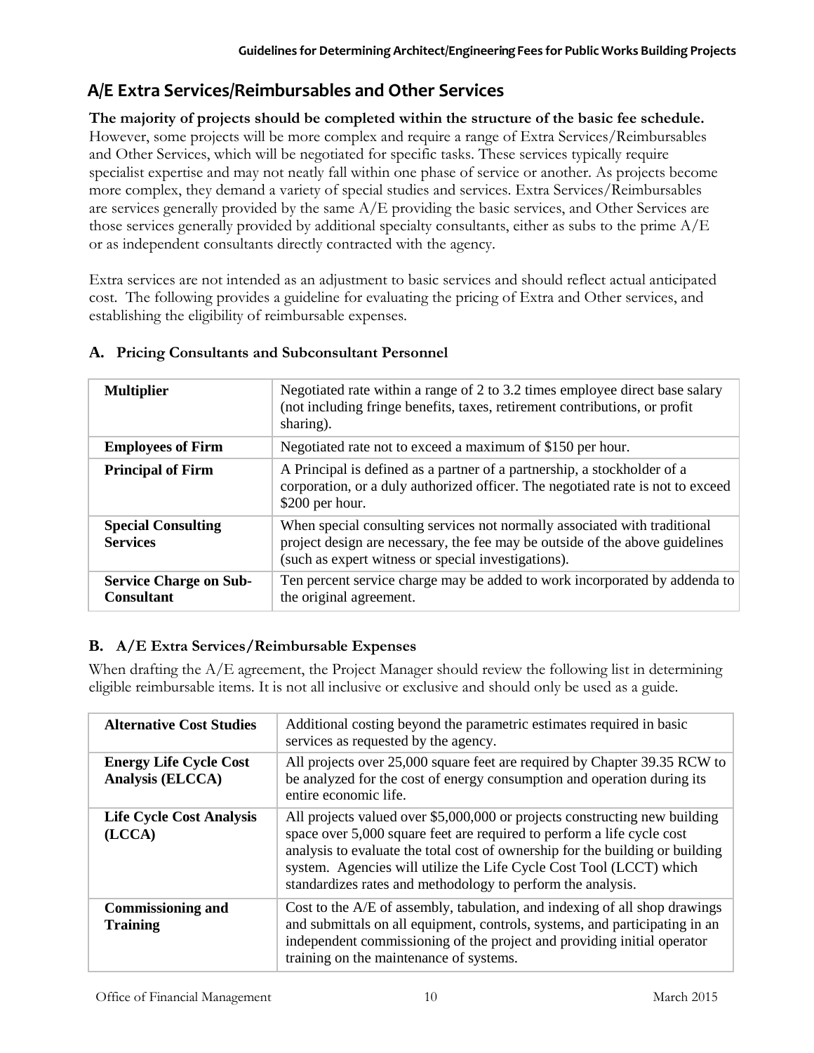## A/E Extra Services/Reimbursables and Other Services

**The majority of projects should be completed within the structure of the basic fee schedule.** However, some projects will be more complex and require a range of Extra Services/Reimbursables and Other Services, which will be negotiated for specific tasks. These services typically require specialist expertise and may not neatly fall within one phase of service or another. As projects become more complex, they demand a variety of special studies and services. Extra Services/Reimbursables are services generally provided by the same A/E providing the basic services, and Other Services are those services generally provided by additional specialty consultants, either as subs to the prime A/E or as independent consultants directly contracted with the agency.

Extra services are not intended as an adjustment to basic services and should reflect actual anticipated cost. The following provides a guideline for evaluating the pricing of Extra and Other services, and establishing the eligibility of reimbursable expenses.

### A. Pricing Consultants and Subconsultant Personnel

| | |
|---|---|
| **Multiplier** | Negotiated rate within a range of 2 to 3.2 times employee direct base salary (not including fringe benefits, taxes, retirement contributions, or profit sharing). |
| **Employees of Firm** | Negotiated rate not to exceed a maximum of \$150 per hour. |
| **Principal of Firm** | A Principal is defined as a partner of a partnership, a stockholder of a corporation, or a duly authorized officer. The negotiated rate is not to exceed \$200 per hour. |
| **Special Consulting Services** | When special consulting services not normally associated with traditional project design are necessary, the fee may be outside of the above guidelines (such as expert witness or special investigations). |
| **Service Charge on Sub-Consultant** | Ten percent service charge may be added to work incorporated by addenda to the original agreement. |

### B. A/E Extra Services/Reimbursable Expenses

When drafting the A/E agreement, the Project Manager should review the following list in determining eligible reimbursable items. It is not all inclusive or exclusive and should only be used as a guide.

| | |
|---|---|
| **Alternative Cost Studies** | Additional costing beyond the parametric estimates required in basic services as requested by the agency. |
| **Energy Life Cycle Cost Analysis (ELCCA)** | All projects over 25,000 square feet are required by Chapter 39.35 RCW to be analyzed for the cost of energy consumption and operation during its entire economic life. |
| **Life Cycle Cost Analysis (LCCA)** | All projects valued over \$5,000,000 or projects constructing new building space over 5,000 square feet are required to perform a life cycle cost analysis to evaluate the total cost of ownership for the building or building system. Agencies will utilize the Life Cycle Cost Tool (LCCT) which standardizes rates and methodology to perform the analysis. |
| **Commissioning and Training** | Cost to the A/E of assembly, tabulation, and indexing of all shop drawings and submittals on all equipment, controls, systems, and participating in an independent commissioning of the project and providing initial operator training on the maintenance of systems. |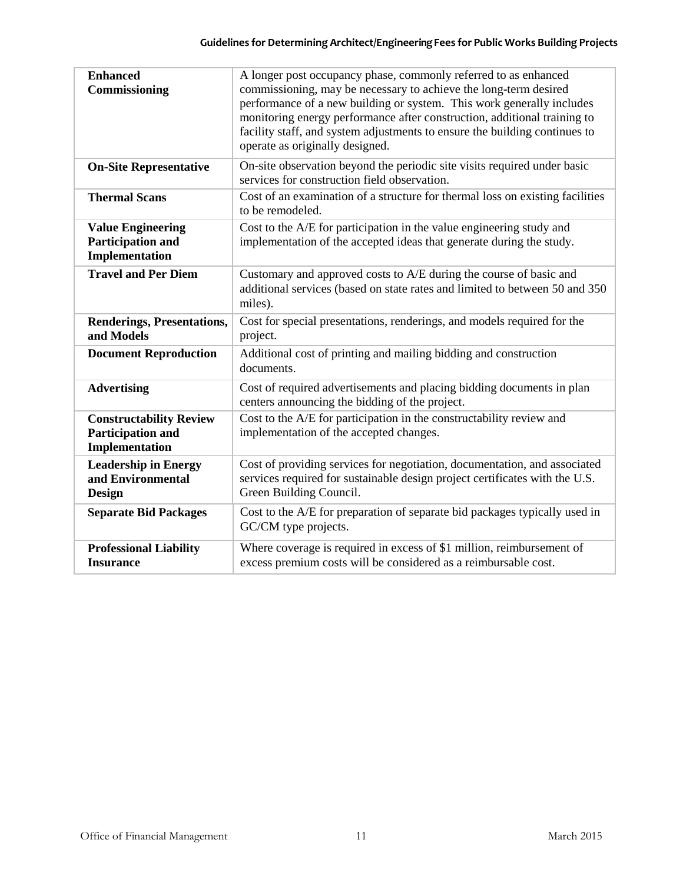| | |
|---|---|
| **Enhanced Commissioning** | A longer post occupancy phase, commonly referred to as enhanced commissioning, may be necessary to achieve the long-term desired performance of a new building or system. This work generally includes monitoring energy performance after construction, additional training to facility staff, and system adjustments to ensure the building continues to operate as originally designed. |
| **On-Site Representative** | On-site observation beyond the periodic site visits required under basic services for construction field observation. |
| **Thermal Scans** | Cost of an examination of a structure for thermal loss on existing facilities to be remodeled. |
| **Value Engineering Participation and Implementation** | Cost to the A/E for participation in the value engineering study and implementation of the accepted ideas that generate during the study. |
| **Travel and Per Diem** | Customary and approved costs to A/E during the course of basic and additional services (based on state rates and limited to between 50 and 350 miles). |
| **Renderings, Presentations, and Models** | Cost for special presentations, renderings, and models required for the project. |
| **Document Reproduction** | Additional cost of printing and mailing bidding and construction documents. |
| **Advertising** | Cost of required advertisements and placing bidding documents in plan centers announcing the bidding of the project. |
| **Constructability Review Participation and Implementation** | Cost to the A/E for participation in the constructability review and implementation of the accepted changes. |
| **Leadership in Energy and Environmental Design** | Cost of providing services for negotiation, documentation, and associated services required for sustainable design project certificates with the U.S. Green Building Council. |
| **Separate Bid Packages** | Cost to the A/E for preparation of separate bid packages typically used in GC/CM type projects. |
| **Professional Liability Insurance** | Where coverage is required in excess of $1 million, reimbursement of excess premium costs will be considered as a reimbursable cost. |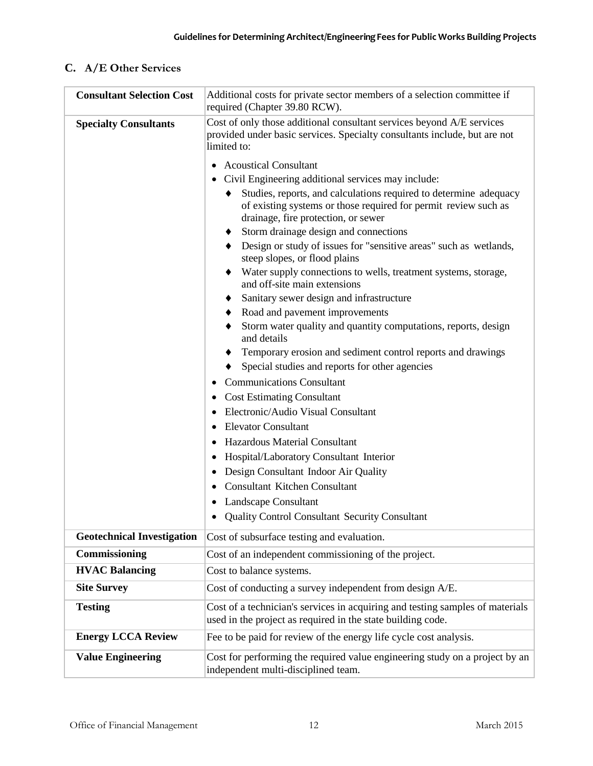## C. A/E Other Services

| | |
|---|---|
| **Consultant Selection Cost** | Additional costs for private sector members of a selection committee if required (Chapter 39.80 RCW). |
| **Specialty Consultants** | Cost of only those additional consultant services beyond A/E services provided under basic services. Specialty consultants include, but are not limited to:<br>• Acoustical Consultant<br>• Civil Engineering additional services may include:<br>♦ Studies, reports, and calculations required to determine adequacy of existing systems or those required for permit review such as drainage, fire protection, or sewer<br>♦ Storm drainage design and connections<br>♦ Design or study of issues for "sensitive areas" such as wetlands, steep slopes, or flood plains<br>♦ Water supply connections to wells, treatment systems, storage, and off-site main extensions<br>♦ Sanitary sewer design and infrastructure<br>♦ Road and pavement improvements<br>♦ Storm water quality and quantity computations, reports, design and details<br>♦ Temporary erosion and sediment control reports and drawings<br>♦ Special studies and reports for other agencies<br>• Communications Consultant<br>• Cost Estimating Consultant<br>• Electronic/Audio Visual Consultant<br>• Elevator Consultant<br>• Hazardous Material Consultant<br>• Hospital/Laboratory Consultant Interior<br>• Design Consultant Indoor Air Quality<br>• Consultant Kitchen Consultant<br>• Landscape Consultant<br>• Quality Control Consultant Security Consultant |
| **Geotechnical Investigation** | Cost of subsurface testing and evaluation. |
| **Commissioning** | Cost of an independent commissioning of the project. |
| **HVAC Balancing** | Cost to balance systems. |
| **Site Survey** | Cost of conducting a survey independent from design A/E. |
| **Testing** | Cost of a technician's services in acquiring and testing samples of materials used in the project as required in the state building code. |
| **Energy LCCA Review** | Fee to be paid for review of the energy life cycle cost analysis. |
| **Value Engineering** | Cost for performing the required value engineering study on a project by an independent multi-disciplined team. |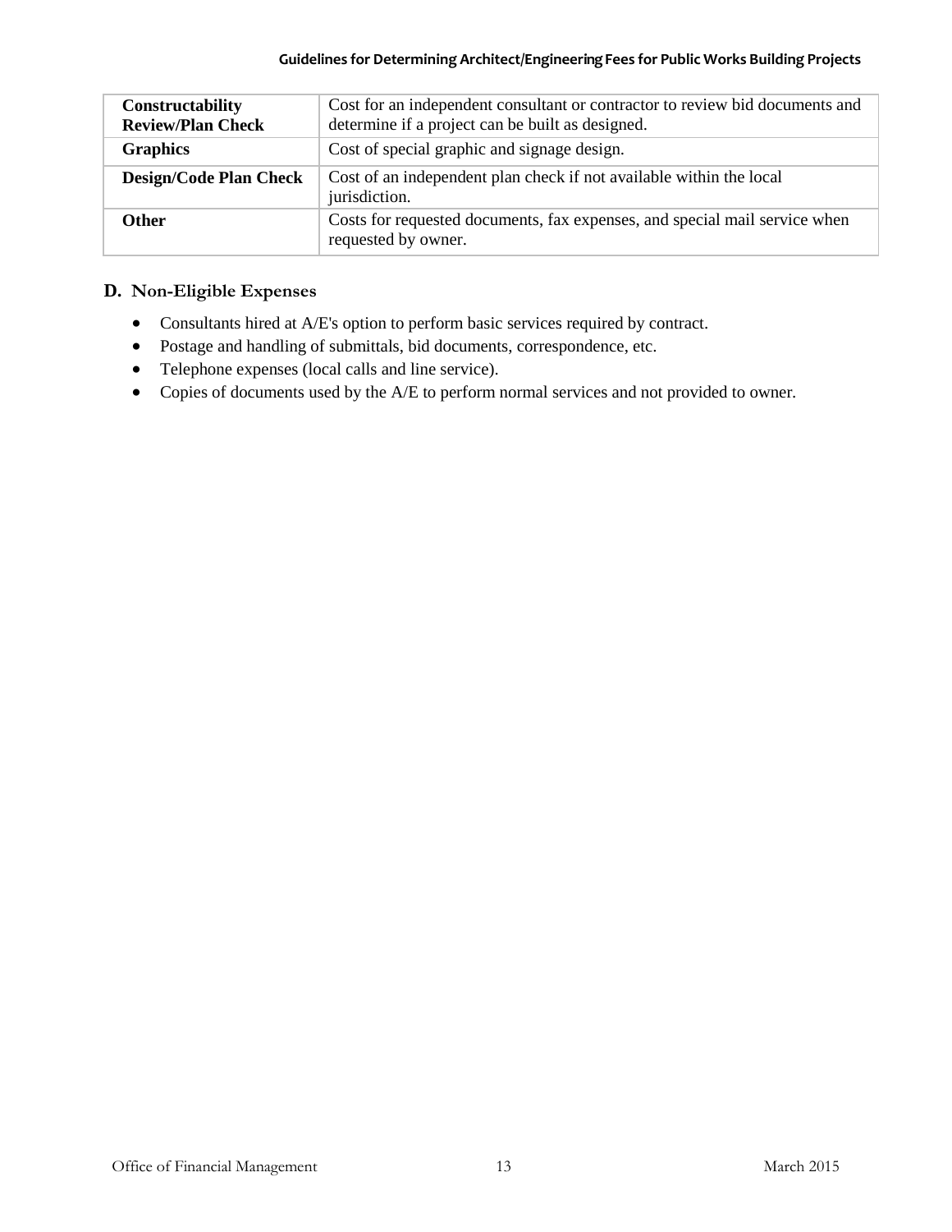| | |
|---|---|
| **Constructability Review/Plan Check** | Cost for an independent consultant or contractor to review bid documents and determine if a project can be built as designed. |
| **Graphics** | Cost of special graphic and signage design. |
| **Design/Code Plan Check** | Cost of an independent plan check if not available within the local jurisdiction. |
| **Other** | Costs for requested documents, fax expenses, and special mail service when requested by owner. |

## D. Non-Eligible Expenses

- Consultants hired at A/E's option to perform basic services required by contract.
- Postage and handling of submittals, bid documents, correspondence, etc.
- Telephone expenses (local calls and line service).
- Copies of documents used by the A/E to perform normal services and not provided to owner.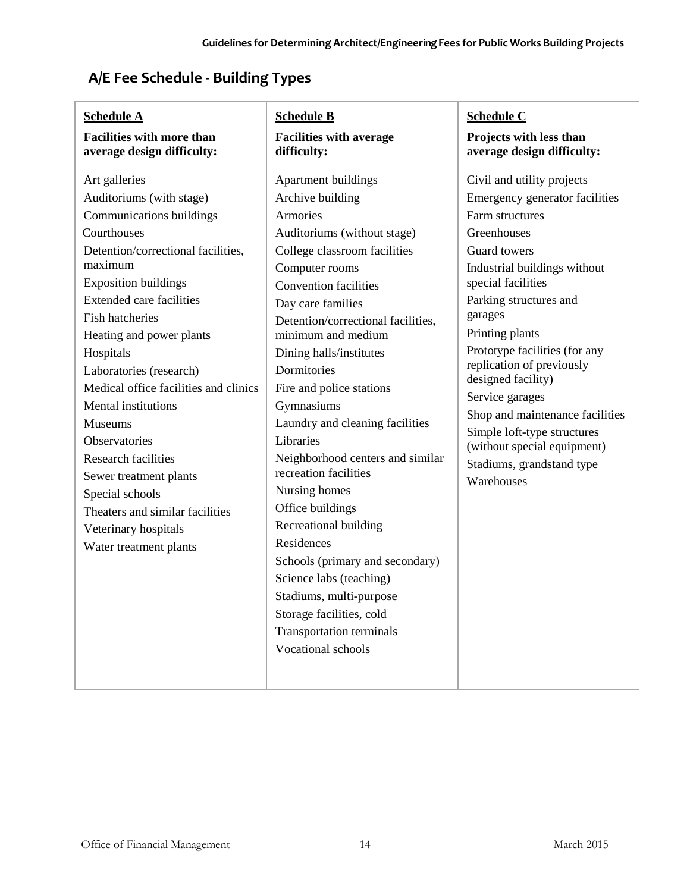## A/E Fee Schedule - Building Types

| **Schedule A**<br>**Facilities with more than average design difficulty:** | **Schedule B**<br>**Facilities with average difficulty:** | **Schedule C**<br>**Projects with less than average design difficulty:** |
|---|---|---|
| Art galleries | Apartment buildings | Civil and utility projects |
| Auditoriums (with stage) | Archive building | Emergency generator facilities |
| Communications buildings | Armories | Farm structures |
| Courthouses | Auditoriums (without stage) | Greenhouses |
| Detention/correctional facilities, maximum | College classroom facilities | Guard towers |
| Exposition buildings | Computer rooms | Industrial buildings without special facilities |
| Extended care facilities | Convention facilities | Parking structures and garages |
| Fish hatcheries | Day care families | Printing plants |
| Heating and power plants | Detention/correctional facilities, minimum and medium | Prototype facilities (for any replication of previously designed facility) |
| Hospitals | Dining halls/institutes | Service garages |
| Laboratories (research) | Dormitories | Shop and maintenance facilities |
| Medical office facilities and clinics | Fire and police stations | Simple loft-type structures (without special equipment) |
| Mental institutions | Gymnasiums | Stadiums, grandstand type |
| Museums | Laundry and cleaning facilities | Warehouses |
| Observatories | Libraries | |
| Research facilities | Neighborhood centers and similar recreation facilities | |
| Sewer treatment plants | Nursing homes | |
| Special schools | Office buildings | |
| Theaters and similar facilities | Recreational building | |
| Veterinary hospitals | Residences | |
| Water treatment plants | Schools (primary and secondary) | |
| | Science labs (teaching) | |
| | Stadiums, multi-purpose | |
| | Storage facilities, cold | |
| | Transportation terminals | |
| | Vocational schools | |